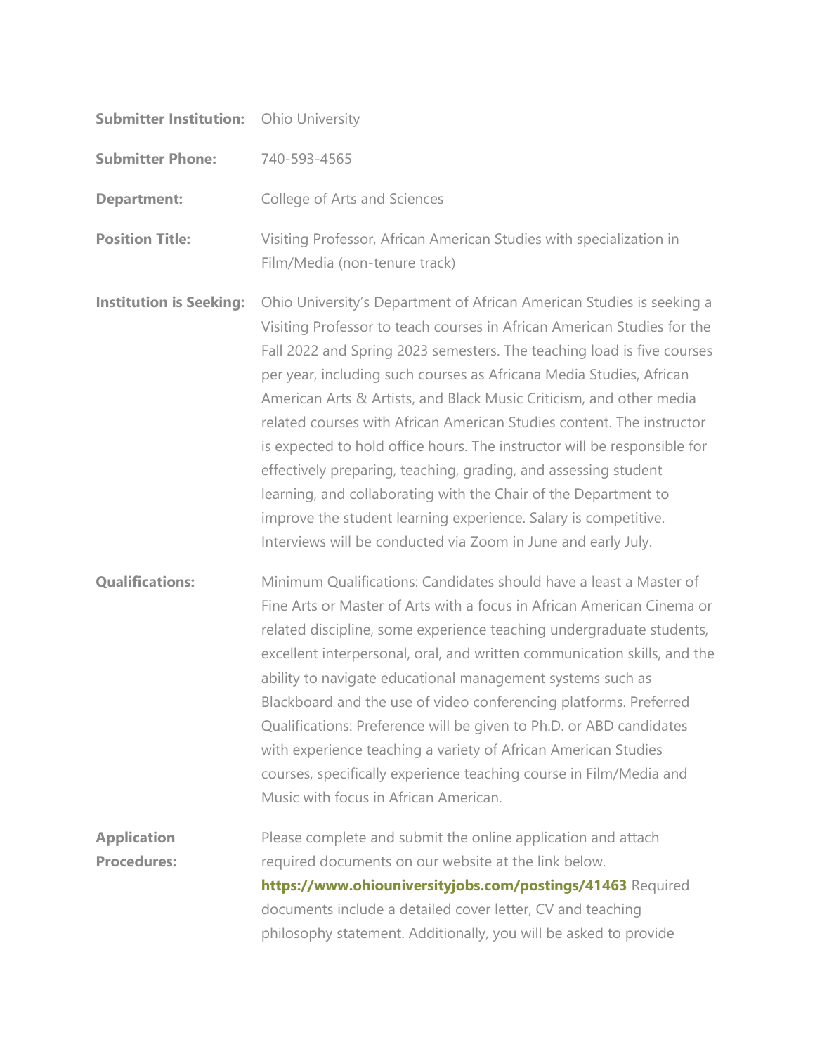**Submitter Institution:** Ohio University

**Submitter Phone:** 740-593-4565

**Department:** College of Arts and Sciences

**Position Title:** Visiting Professor, African American Studies with specialization in Film/Media (non-tenure track)

**Institution is Seeking:** Ohio University's Department of African American Studies is seeking a Visiting Professor to teach courses in African American Studies for the Fall 2022 and Spring 2023 semesters. The teaching load is five courses per year, including such courses as Africana Media Studies, African American Arts & Artists, and Black Music Criticism, and other media related courses with African American Studies content. The instructor is expected to hold office hours. The instructor will be responsible for effectively preparing, teaching, grading, and assessing student learning, and collaborating with the Chair of the Department to improve the student learning experience. Salary is competitive. Interviews will be conducted via Zoom in June and early July.

**Qualifications:** Minimum Qualifications: Candidates should have a least a Master of Fine Arts or Master of Arts with a focus in African American Cinema or related discipline, some experience teaching undergraduate students, excellent interpersonal, oral, and written communication skills, and the ability to navigate educational management systems such as Blackboard and the use of video conferencing platforms. Preferred Qualifications: Preference will be given to Ph.D. or ABD candidates with experience teaching a variety of African American Studies courses, specifically experience teaching course in Film/Media and Music with focus in African American.

**Application Procedures:** Please complete and submit the online application and attach required documents on our website at the link below. **https://www.ohiouniversityjobs.com/postings/41463** Required documents include a detailed cover letter, CV and teaching philosophy statement. Additionally, you will be asked to provide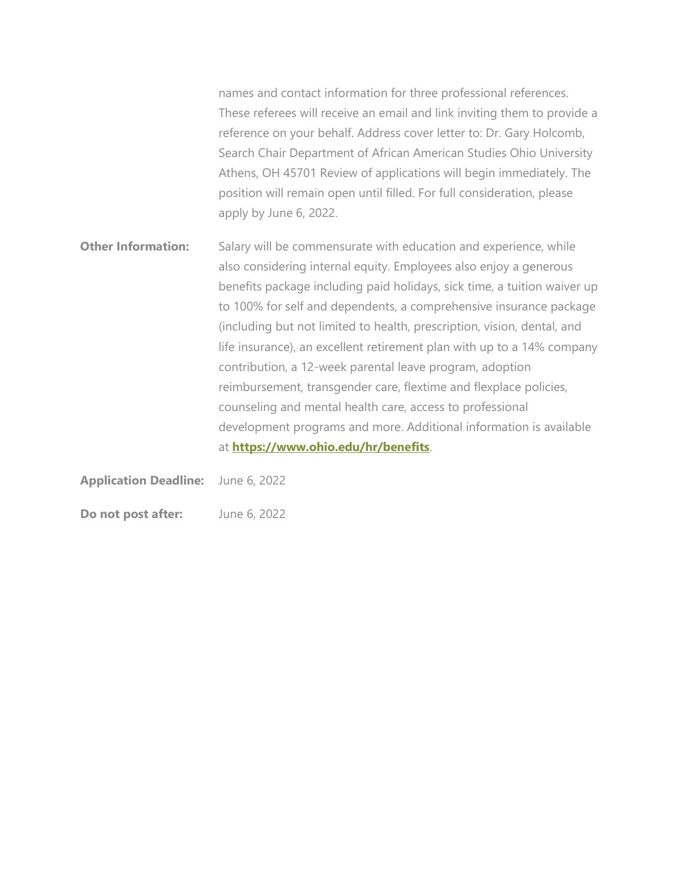names and contact information for three professional references. These referees will receive an email and link inviting them to provide a reference on your behalf. Address cover letter to: Dr. Gary Holcomb, Search Chair Department of African American Studies Ohio University Athens, OH 45701 Review of applications will begin immediately. The position will remain open until filled. For full consideration, please apply by June 6, 2022.

**Other Information:** Salary will be commensurate with education and experience, while also considering internal equity. Employees also enjoy a generous benefits package including paid holidays, sick time, a tuition waiver up to 100% for self and dependents, a comprehensive insurance package (including but not limited to health, prescription, vision, dental, and life insurance), an excellent retirement plan with up to a 14% company contribution, a 12-week parental leave program, adoption reimbursement, transgender care, flextime and flexplace policies, counseling and mental health care, access to professional development programs and more. Additional information is available at **https://www.ohio.edu/hr/benefits**.

**Application Deadline:** June 6, 2022

**Do not post after:** June 6, 2022